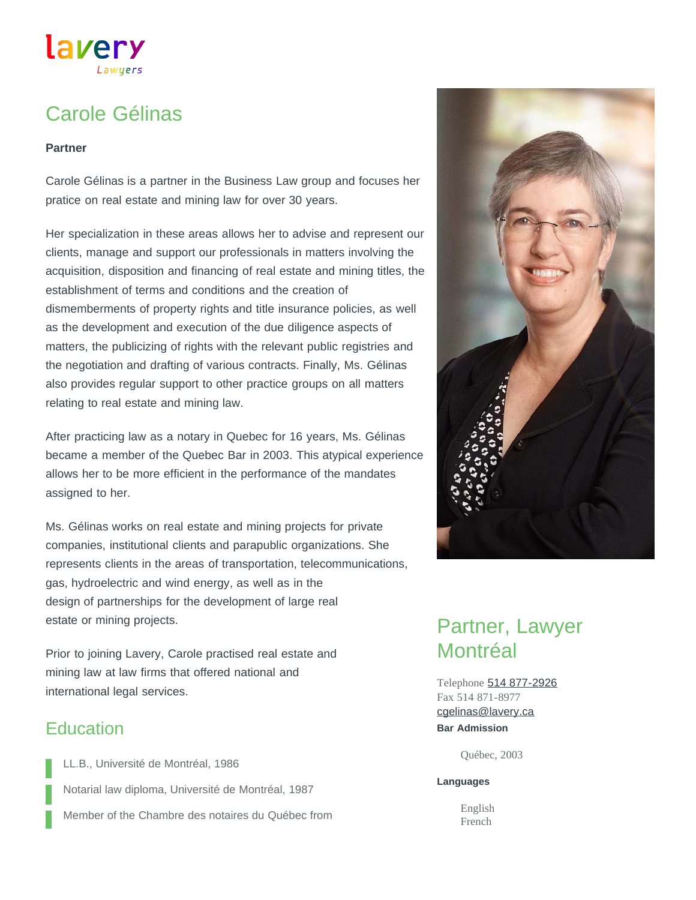lavery
Lawyers

# Carole Gélinas

**Partner**

Carole Gélinas is a partner in the Business Law group and focuses her pratice on real estate and mining law for over 30 years.

Her specialization in these areas allows her to advise and represent our clients, manage and support our professionals in matters involving the acquisition, disposition and financing of real estate and mining titles, the establishment of terms and conditions and the creation of dismemberments of property rights and title insurance policies, as well as the development and execution of the due diligence aspects of matters, the publicizing of rights with the relevant public registries and the negotiation and drafting of various contracts. Finally, Ms. Gélinas also provides regular support to other practice groups on all matters relating to real estate and mining law.

After practicing law as a notary in Quebec for 16 years, Ms. Gélinas became a member of the Quebec Bar in 2003. This atypical experience allows her to be more efficient in the performance of the mandates assigned to her.

Ms. Gélinas works on real estate and mining projects for private companies, institutional clients and parapublic organizations. She represents clients in the areas of transportation, telecommunications, gas, hydroelectric and wind energy, as well as in the design of partnerships for the development of large real estate or mining projects.

Prior to joining Lavery, Carole practised real estate and mining law at law firms that offered national and international legal services.

## Education

- LL.B., Université de Montréal, 1986
- Notarial law diploma, Université de Montréal, 1987
- Member of the Chambre des notaires du Québec from

## Partner, Lawyer Montréal

Telephone 514 877-2926
Fax 514 871-8977
cgelinas@lavery.ca

**Bar Admission**

Québec, 2003

**Languages**

English
French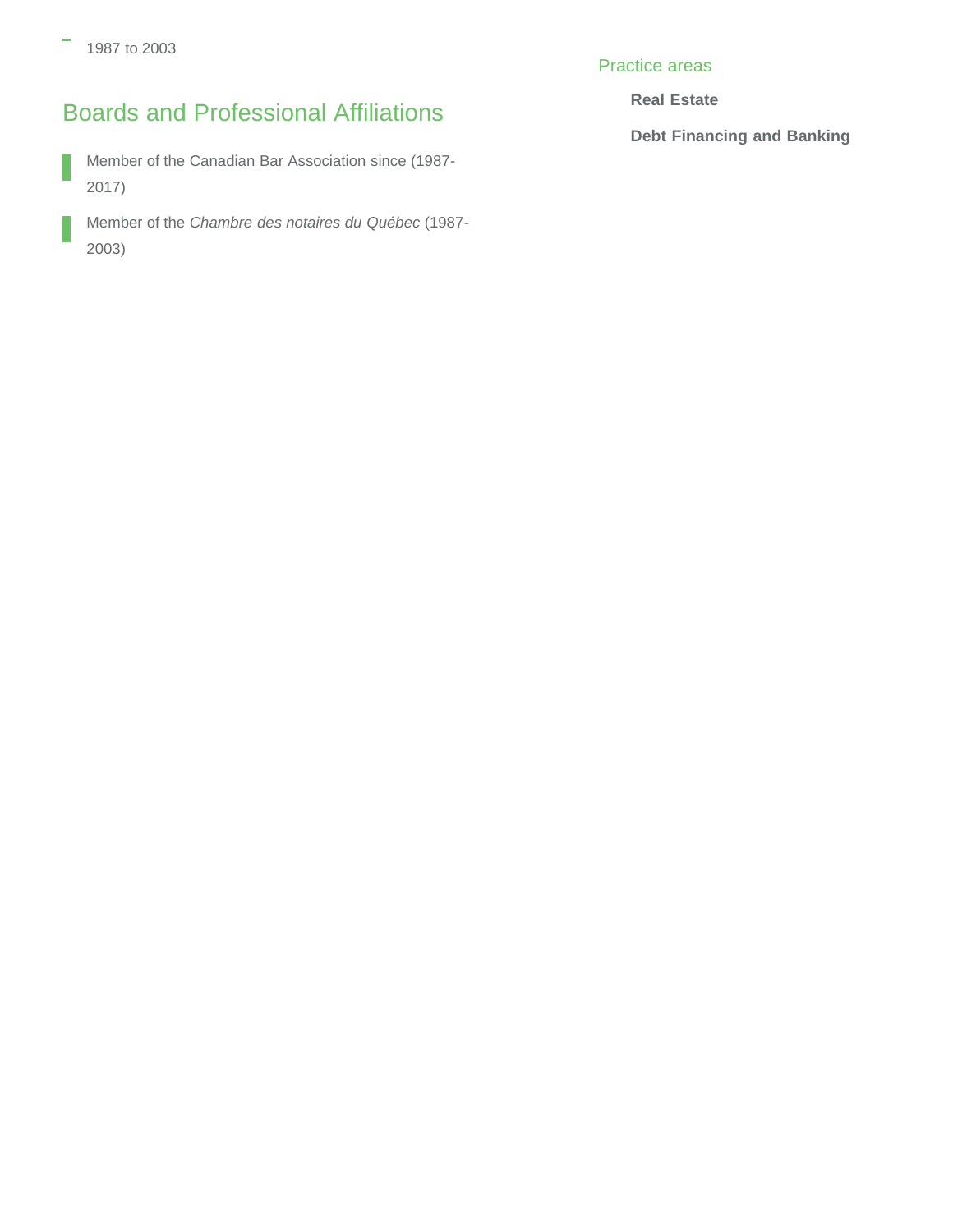- 1987 to 2003

## Boards and Professional Affiliations

- Member of the Canadian Bar Association since (1987-2017)
- Member of the *Chambre des notaires du Québec* (1987-2003)

### Practice areas

**Real Estate**

**Debt Financing and Banking**